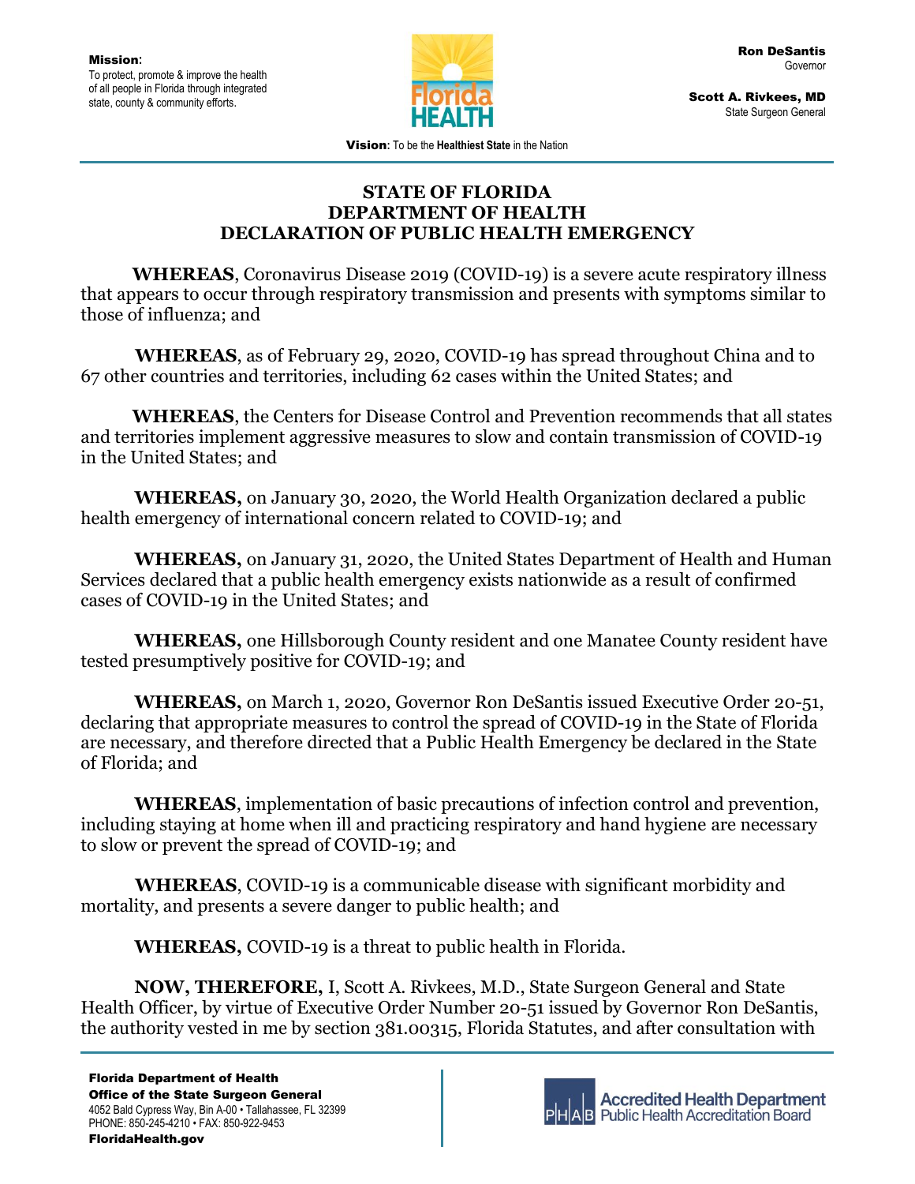**Mission**:
To protect, promote & improve the health of all people in Florida through integrated state, county & community efforts.

**Ron DeSantis**
Governor

**Scott A. Rivkees, MD**
State Surgeon General

**Vision**: To be the **Healthiest State** in the Nation

# STATE OF FLORIDA
# DEPARTMENT OF HEALTH
# DECLARATION OF PUBLIC HEALTH EMERGENCY

**WHEREAS**, Coronavirus Disease 2019 (COVID-19) is a severe acute respiratory illness that appears to occur through respiratory transmission and presents with symptoms similar to those of influenza; and

**WHEREAS**, as of February 29, 2020, COVID-19 has spread throughout China and to 67 other countries and territories, including 62 cases within the United States; and

**WHEREAS**, the Centers for Disease Control and Prevention recommends that all states and territories implement aggressive measures to slow and contain transmission of COVID-19 in the United States; and

**WHEREAS,** on January 30, 2020, the World Health Organization declared a public health emergency of international concern related to COVID-19; and

**WHEREAS,** on January 31, 2020, the United States Department of Health and Human Services declared that a public health emergency exists nationwide as a result of confirmed cases of COVID-19 in the United States; and

**WHEREAS,** one Hillsborough County resident and one Manatee County resident have tested presumptively positive for COVID-19; and

**WHEREAS,** on March 1, 2020, Governor Ron DeSantis issued Executive Order 20-51, declaring that appropriate measures to control the spread of COVID-19 in the State of Florida are necessary, and therefore directed that a Public Health Emergency be declared in the State of Florida; and

**WHEREAS**, implementation of basic precautions of infection control and prevention, including staying at home when ill and practicing respiratory and hand hygiene are necessary to slow or prevent the spread of COVID-19; and

**WHEREAS**, COVID-19 is a communicable disease with significant morbidity and mortality, and presents a severe danger to public health; and

**WHEREAS,** COVID-19 is a threat to public health in Florida.

**NOW, THEREFORE,** I, Scott A. Rivkees, M.D., State Surgeon General and State Health Officer, by virtue of Executive Order Number 20-51 issued by Governor Ron DeSantis, the authority vested in me by section 381.00315, Florida Statutes, and after consultation with

**Florida Department of Health**
**Office of the State Surgeon General**
4052 Bald Cypress Way, Bin A-00 • Tallahassee, FL 32399
PHONE: 850-245-4210 • FAX: 850-922-9453
**FloridaHealth.gov**

Accredited Health Department
Public Health Accreditation Board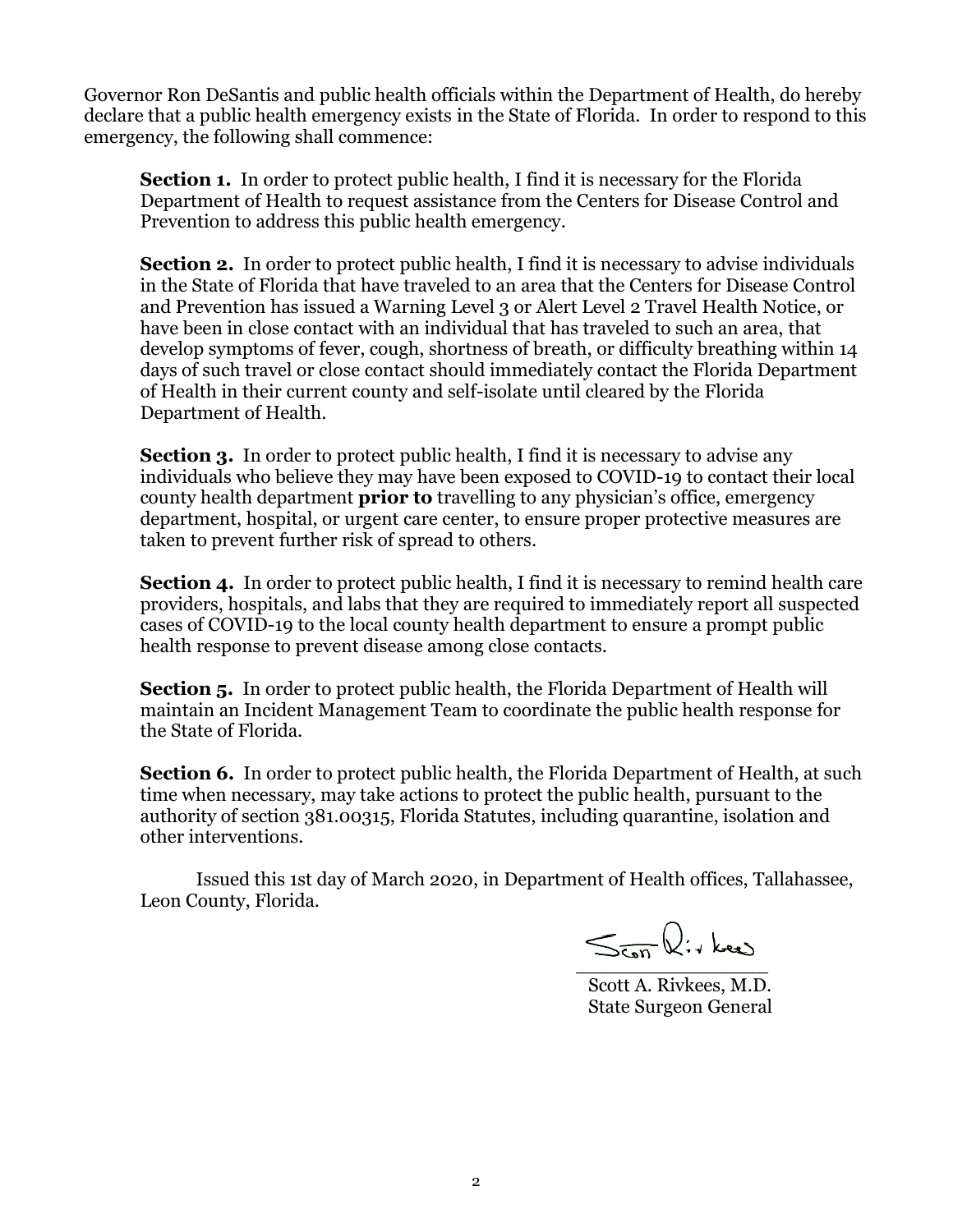Governor Ron DeSantis and public health officials within the Department of Health, do hereby declare that a public health emergency exists in the State of Florida. In order to respond to this emergency, the following shall commence:

**Section 1.** In order to protect public health, I find it is necessary for the Florida Department of Health to request assistance from the Centers for Disease Control and Prevention to address this public health emergency.

**Section 2.** In order to protect public health, I find it is necessary to advise individuals in the State of Florida that have traveled to an area that the Centers for Disease Control and Prevention has issued a Warning Level 3 or Alert Level 2 Travel Health Notice, or have been in close contact with an individual that has traveled to such an area, that develop symptoms of fever, cough, shortness of breath, or difficulty breathing within 14 days of such travel or close contact should immediately contact the Florida Department of Health in their current county and self-isolate until cleared by the Florida Department of Health.

**Section 3.** In order to protect public health, I find it is necessary to advise any individuals who believe they may have been exposed to COVID-19 to contact their local county health department **prior to** travelling to any physician's office, emergency department, hospital, or urgent care center, to ensure proper protective measures are taken to prevent further risk of spread to others.

**Section 4.** In order to protect public health, I find it is necessary to remind health care providers, hospitals, and labs that they are required to immediately report all suspected cases of COVID-19 to the local county health department to ensure a prompt public health response to prevent disease among close contacts.

**Section 5.** In order to protect public health, the Florida Department of Health will maintain an Incident Management Team to coordinate the public health response for the State of Florida.

**Section 6.** In order to protect public health, the Florida Department of Health, at such time when necessary, may take actions to protect the public health, pursuant to the authority of section 381.00315, Florida Statutes, including quarantine, isolation and other interventions.

Issued this 1st day of March 2020, in Department of Health offices, Tallahassee, Leon County, Florida.

Scott A. Rivkees, M.D.
State Surgeon General